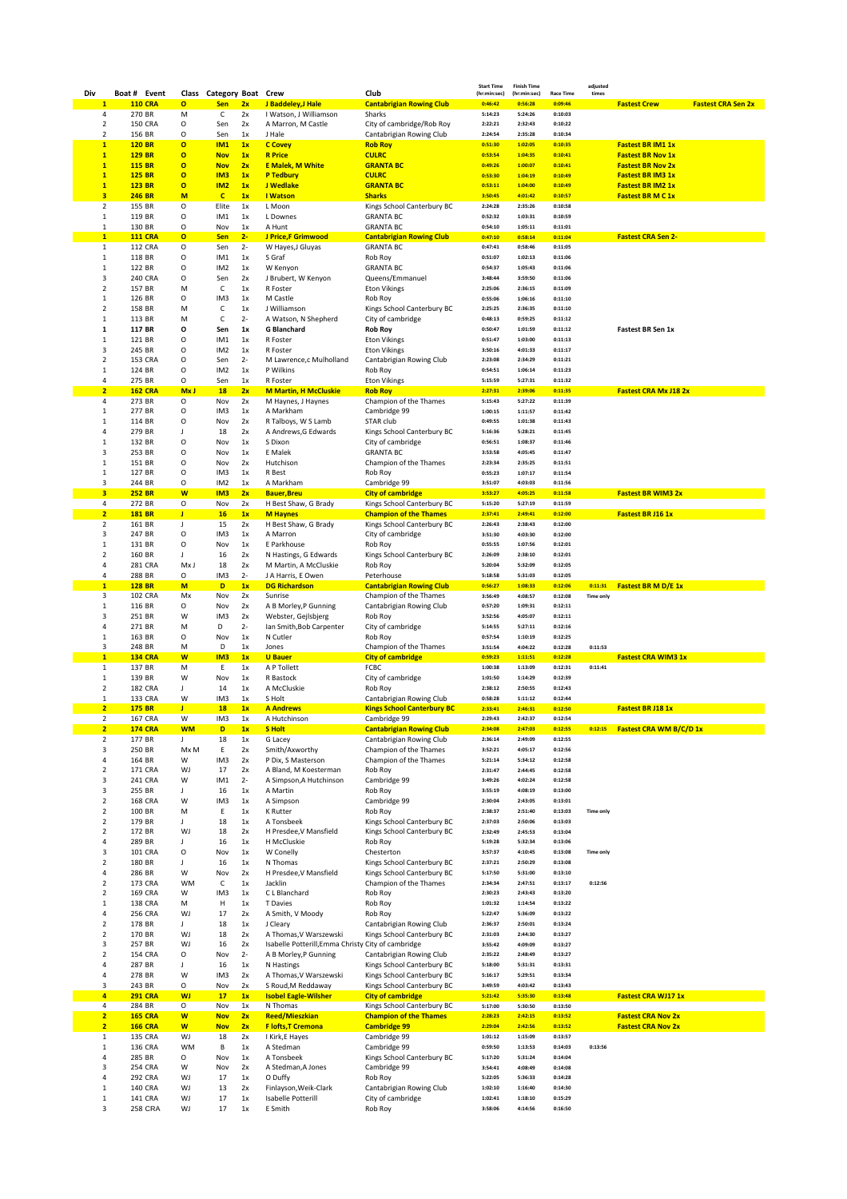| Div | Boat # | Event | Class | Category | Boat | Crew | Club | Start Time (hr:min:sec) | Finish Time (hr:min:sec) | Race Time | adjusted times | | |
|---|---|---|---|---|---|---|---|---|---|---|---|---|---|
| 1 | 110 | CRA | O | Sen | 2x | J Baddeley,J Hale | Cantabrigian Rowing Club | 0:46:42 | 0:56:28 | 0:09:46 | | Fastest Crew | Fastest CRA Sen 2x |
| 4 | 270 | BR | M | C | 2x | I Watson, J Williamson | Sharks | 5:14:23 | 5:24:26 | 0:10:03 | | | |
| 2 | 150 | CRA | O | Sen | 2x | A Marron, M Castle | City of cambridge/Rob Roy | 2:22:21 | 2:32:43 | 0:10:22 | | | |
| 2 | 156 | BR | O | Sen | 1x | J Hale | Cantabrigian Rowing Club | 2:24:54 | 2:35:28 | 0:10:34 | | | |
| 1 | 120 | BR | O | IM1 | 1x | C Covey | Rob Roy | 0:51:30 | 1:02:05 | 0:10:35 | | Fastest BR IM1 1x | |
| 1 | 129 | BR | O | Nov | 1x | R Price | CULRC | 0:53:54 | 1:04:35 | 0:10:41 | | Fastest BR Nov 1x | |
| 1 | 115 | BR | O | Nov | 2x | E Malek, M White | GRANTA BC | 0:49:26 | 1:00:07 | 0:10:41 | | Fastest BR Nov 2x | |
| 1 | 125 | BR | O | IM3 | 1x | P Tedbury | CULRC | 0:53:30 | 1:04:19 | 0:10:49 | | Fastest BR IM3 1x | |
| 1 | 123 | BR | O | IM2 | 1x | J Wedlake | GRANTA BC | 0:53:11 | 1:04:00 | 0:10:49 | | Fastest BR IM2 1x | |
| 3 | 246 | BR | M | C | 1x | I Watson | Sharks | 3:50:45 | 4:01:42 | 0:10:57 | | Fastest BR M C 1x | |
| 2 | 155 | BR | O | Elite | 1x | L Moon | Kings School Canterbury BC | 2:24:28 | 2:35:26 | 0:10:58 | | | |
| 1 | 119 | BR | O | IM1 | 1x | L Downes | GRANTA BC | 0:52:32 | 1:03:31 | 0:10:59 | | | |
| 1 | 130 | BR | O | Nov | 1x | A Hunt | GRANTA BC | 0:54:10 | 1:05:11 | 0:11:01 | | | |
| 1 | 111 | CRA | O | Sen | 2- | J Price,F Grimwood | Cantabrigian Rowing Club | 0:47:10 | 0:58:14 | 0:11:04 | | Fastest CRA Sen 2- | |
| 1 | 112 | CRA | O | Sen | 2- | W Hayes,J Gluyas | GRANTA BC | 0:47:41 | 0:58:46 | 0:11:05 | | | |
| 1 | 118 | BR | O | IM1 | 1x | S Graf | Rob Roy | 0:51:07 | 1:02:13 | 0:11:06 | | | |
| 1 | 122 | BR | O | IM2 | 1x | W Kenyon | GRANTA BC | 0:54:37 | 1:05:43 | 0:11:06 | | | |
| 3 | 240 | CRA | O | Sen | 2x | J Brubert, W Kenyon | Queens/Emmanuel | 3:48:44 | 3:59:50 | 0:11:06 | | | |
| 2 | 157 | BR | M | C | 1x | R Foster | Eton Vikings | 2:25:06 | 2:36:15 | 0:11:09 | | | |
| 1 | 126 | BR | O | IM3 | 1x | M Castle | Rob Roy | 0:55:06 | 1:06:16 | 0:11:10 | | | |
| 2 | 158 | BR | M | C | 1x | J Williamson | Kings School Canterbury BC | 2:25:25 | 2:36:35 | 0:11:10 | | | |
| 1 | 113 | BR | M | C | 2- | A Watson, N Shepherd | City of cambridge | 0:48:13 | 0:59:25 | 0:11:12 | | | |
| 1 | 117 | BR | O | Sen | 1x | G Blanchard | Rob Roy | 0:50:47 | 1:01:59 | 0:11:12 | | Fastest BR Sen 1x | |
| 1 | 121 | BR | O | IM1 | 1x | R Foster | Eton Vikings | 0:51:47 | 1:03:00 | 0:11:13 | | | |
| 3 | 245 | BR | O | IM2 | 1x | R Foster | Eton Vikings | 3:50:16 | 4:01:33 | 0:11:17 | | | |
| 2 | 153 | CRA | O | Sen | 2- | M Lawrence,c Mulholland | Cantabrigian Rowing Club | 2:23:08 | 2:34:29 | 0:11:21 | | | |
| 1 | 124 | BR | O | IM2 | 1x | P Wilkins | Rob Roy | 0:54:51 | 1:06:14 | 0:11:23 | | | |
| 4 | 275 | BR | O | Sen | 1x | R Foster | Eton Vikings | 5:15:59 | 5:27:31 | 0:11:32 | | | |
| 2 | 162 | CRA | Mx J | 18 | 2x | M Martin, H McCluskie | Rob Roy | 2:27:31 | 2:39:06 | 0:11:35 | | Fastest CRA Mx J18 2x | |
| 4 | 273 | BR | O | Nov | 2x | M Haynes, J Haynes | Champion of the Thames | 5:15:43 | 5:27:22 | 0:11:39 | | | |
| 4 | 277 | BR | O | IM3 | 1x | A Markham | Cambridge 99 | 1:00:15 | 1:11:57 | 0:11:42 | | | |
| 1 | 114 | BR | O | Nov | 2x | R Talboys, W S Lamb | STAR club | 0:49:55 | 1:01:38 | 0:11:43 | | | |
| 4 | 279 | BR | J | 18 | 2x | A Andrews,G Edwards | Kings School Canterbury BC | 5:16:36 | 5:28:21 | 0:11:45 | | | |
| 1 | 132 | BR | O | Nov | 1x | S Dixon | City of cambridge | 0:56:51 | 1:08:37 | 0:11:46 | | | |
| 3 | 253 | BR | O | Nov | 1x | E Malek | GRANTA BC | 3:53:58 | 4:05:45 | 0:11:47 | | | |
| 2 | 151 | BR | O | Nov | 2x | Hutchison | Champion of the Thames | 2:23:34 | 2:35:25 | 0:11:51 | | | |
| 1 | 127 | BR | O | IM3 | 1x | R Best | Rob Roy | 0:55:23 | 1:07:17 | 0:11:54 | | | |
| 3 | 244 | BR | O | IM2 | 1x | A Markham | Cambridge 99 | 3:51:07 | 4:03:03 | 0:11:56 | | | |
| 3 | 252 | BR | W | IM3 | 2x | Bauer,Breu | City of cambridge | 3:53:27 | 4:05:25 | 0:11:58 | | Fastest BR WIM3 2x | |
| 4 | 272 | BR | O | Nov | 2x | H Best Shaw, G Brady | Kings School Canterbury BC | 5:15:20 | 5:27:19 | 0:11:59 | | | |
| 2 | 181 | BR | J | 16 | 1x | M Haynes | Champion of the Thames | 2:37:41 | 2:49:41 | 0:12:00 | | Fastest BR J16 1x | |
| 2 | 161 | BR | J | 15 | 2x | H Best Shaw, G Brady | Kings School Canterbury BC | 2:26:43 | 2:38:43 | 0:12:00 | | | |
| 3 | 247 | BR | O | IM3 | 1x | A Marron | City of cambridge | 3:51:30 | 4:03:30 | 0:12:00 | | | |
| 1 | 131 | BR | O | Nov | 1x | E Parkhouse | Rob Roy | 0:55:55 | 1:07:56 | 0:12:01 | | | |
| 2 | 160 | BR | J | 16 | 2x | N Hastings, G Edwards | Kings School Canterbury BC | 2:26:09 | 2:38:10 | 0:12:01 | | | |
| 4 | 281 | CRA | Mx J | 18 | 2x | M Martin, A McCluskie | Rob Roy | 5:20:04 | 5:32:09 | 0:12:05 | | | |
| 4 | 288 | BR | O | IM3 | 2- | J A Harris, E Owen | Peterhouse | 5:18:58 | 5:31:03 | 0:12:05 | | | |
| 1 | 128 | BR | M | D | 1x | DG Richardson | Cantabrigian Rowing Club | 0:56:27 | 1:08:33 | 0:12:06 | 0:11:31 | Fastest BR M D/E 1x | |
| 3 | 102 | CRA | Mx | Nov | 2x | Sunrise | Champion of the Thames | 3:56:49 | 4:08:57 | 0:12:08 | Time only | | |
| 1 | 116 | BR | O | Nov | 2x | A B Morley,P Gunning | Cantabrigian Rowing Club | 0:57:20 | 1:09:31 | 0:12:11 | | | |
| 3 | 251 | BR | W | IM3 | 2x | Webster, Gejlsbjerg | Rob Roy | 3:52:56 | 4:05:07 | 0:12:11 | | | |
| 4 | 271 | BR | M | D | 2- | Ian Smith,Bob Carpenter | City of cambridge | 5:14:55 | 5:27:11 | 0:12:16 | | | |
| 1 | 163 | BR | O | Nov | 1x | N Cutler | Rob Roy | 0:57:54 | 1:10:19 | 0:12:25 | | | |
| 3 | 248 | BR | M | D | 1x | Jones | Champion of the Thames | 3:51:54 | 4:04:22 | 0:12:28 | 0:11:53 | | |
| 1 | 134 | CRA | W | IM3 | 1x | U Bauer | City of cambridge | 0:59:23 | 1:11:51 | 0:12:28 | | Fastest CRA WIM3 1x | |
| 1 | 137 | BR | M | E | 1x | A P Tollett | FCBC | 1:00:38 | 1:13:09 | 0:12:31 | 0:11:41 | | |
| 1 | 139 | BR | W | Nov | 1x | R Bastock | City of cambridge | 1:01:50 | 1:14:29 | 0:12:39 | | | |
| 2 | 182 | CRA | J | 14 | 1x | A McCluskie | Rob Roy | 2:38:12 | 2:50:55 | 0:12:43 | | | |
| 1 | 133 | CRA | W | IM3 | 1x | S Holt | Cantabrigian Rowing Club | 0:58:28 | 1:11:12 | 0:12:44 | | | |
| 2 | 175 | BR | J | 18 | 1x | A Andrews | Kings School Canterbury BC | 2:33:41 | 2:46:31 | 0:12:50 | | Fastest BR J18 1x | |
| 2 | 167 | CRA | W | IM3 | 1x | A Hutchinson | Cambridge 99 | 2:29:43 | 2:42:37 | 0:12:54 | | | |
| 2 | 174 | CRA | WM | D | 1x | S Holt | Cantabrigian Rowing Club | 2:34:08 | 2:47:03 | 0:12:55 | 0:12:15 | Fastest CRA WM B/C/D 1x | |
| 2 | 177 | BR | J | 18 | 1x | G Lacey | Cantabrigian Rowing Club | 2:36:14 | 2:49:09 | 0:12:55 | | | |
| 3 | 250 | BR | Mx M | E | 2x | Smith/Axworthy | Champion of the Thames | 3:52:21 | 4:05:17 | 0:12:56 | | | |
| 4 | 164 | BR | W | IM3 | 2x | P Dix, S Masterson | Champion of the Thames | 5:21:14 | 5:34:12 | 0:12:58 | | | |
| 2 | 171 | CRA | WJ | 17 | 2x | A Bland, M Koesterman | Rob Roy | 2:31:47 | 2:44:45 | 0:12:58 | | | |
| 3 | 241 | CRA | W | IM1 | 2- | A Simpson,A Hutchinson | Cambridge 99 | 3:49:26 | 4:02:24 | 0:12:58 | | | |
| 3 | 255 | BR | J | 16 | 1x | A Martin | Rob Roy | 3:55:19 | 4:08:19 | 0:13:00 | | | |
| 2 | 168 | CRA | W | IM3 | 1x | A Simpson | Cambridge 99 | 2:30:04 | 2:43:05 | 0:13:01 | | | |
| 2 | 100 | BR | M | E | 1x | K Rutter | Rob Roy | 2:38:37 | 2:51:40 | 0:13:03 | Time only | | |
| 2 | 179 | BR | J | 18 | 1x | A Tonsbeek | Kings School Canterbury BC | 2:37:03 | 2:50:06 | 0:13:03 | | | |
| 2 | 172 | BR | WJ | 18 | 2x | H Presdee,V Mansfield | Kings School Canterbury BC | 2:32:49 | 2:45:53 | 0:13:04 | | | |
| 4 | 289 | BR | J | 16 | 1x | H McCluskie | Rob Roy | 5:19:28 | 5:32:34 | 0:13:06 | | | |
| 3 | 101 | CRA | O | Nov | 1x | W Conelly | Chesterton | 3:57:37 | 4:10:45 | 0:13:08 | Time only | | |
| 2 | 180 | BR | J | 16 | 1x | N Thomas | Kings School Canterbury BC | 2:37:21 | 2:50:29 | 0:13:08 | | | |
| 4 | 286 | BR | W | Nov | 2x | H Presdee,V Mansfield | Kings School Canterbury BC | 5:17:50 | 5:31:00 | 0:13:10 | | | |
| 2 | 173 | CRA | WM | C | 1x | Jacklin | Champion of the Thames | 2:34:34 | 2:47:51 | 0:13:17 | 0:12:56 | | |
| 2 | 169 | CRA | W | IM3 | 1x | C L Blanchard | Rob Roy | 2:30:23 | 2:43:43 | 0:13:20 | | | |
| 1 | 138 | CRA | M | H | 1x | T Davies | Rob Roy | 1:01:32 | 1:14:54 | 0:13:22 | | | |
| 4 | 256 | CRA | WJ | 17 | 2x | A Smith, V Moody | Rob Roy | 5:22:47 | 5:36:09 | 0:13:22 | | | |
| 2 | 178 | BR | J | 18 | 1x | J Cleary | Cantabrigian Rowing Club | 2:36:37 | 2:50:01 | 0:13:24 | | | |
| 2 | 170 | BR | WJ | 18 | 2x | A Thomas,V Warszewski | Kings School Canterbury BC | 2:31:03 | 2:44:30 | 0:13:27 | | | |
| 3 | 257 | BR | WJ | 16 | 2x | Isabelle Potterill,Emma Christy | City of cambridge | 3:55:42 | 4:09:09 | 0:13:27 | | | |
| 2 | 154 | CRA | O | Nov | 2- | A B Morley,P Gunning | Cantabrigian Rowing Club | 2:35:22 | 2:48:49 | 0:13:27 | | | |
| 4 | 287 | BR | J | 16 | 1x | N Hastings | Kings School Canterbury BC | 5:18:00 | 5:31:31 | 0:13:31 | | | |
| 4 | 278 | BR | W | IM3 | 2x | A Thomas,V Warszewski | Kings School Canterbury BC | 5:16:17 | 5:29:51 | 0:13:34 | | | |
| 3 | 243 | BR | O | Nov | 2x | S Roud,M Reddaway | Kings School Canterbury BC | 3:49:59 | 4:03:42 | 0:13:43 | | | |
| 4 | 291 | CRA | WJ | 17 | 1x | Isobel Eagle-Wilsher | City of cambridge | 5:21:42 | 5:35:30 | 0:13:48 | | Fastest CRA WJ17 1x | |
| 4 | 284 | BR | O | Nov | 1x | N Thomas | Kings School Canterbury BC | 5:17:00 | 5:30:50 | 0:13:50 | | | |
| 2 | 165 | CRA | W | Nov | 2x | Reed/Mieszkian | Champion of the Thames | 2:28:23 | 2:42:15 | 0:13:52 | | Fastest CRA Nov 2x | |
| 2 | 166 | CRA | W | Nov | 2x | F Iofts,T Cremona | Cambridge 99 | 2:29:04 | 2:42:56 | 0:13:52 | | Fastest CRA Nov 2x | |
| 1 | 135 | CRA | WJ | 18 | 2x | I Kirk,E Hayes | Cambridge 99 | 1:01:12 | 1:15:09 | 0:13:57 | | | |
| 1 | 136 | CRA | WM | B | 1x | A Stedman | Cambridge 99 | 0:59:50 | 1:13:53 | 0:14:03 | 0:13:56 | | |
| 4 | 285 | BR | O | Nov | 1x | A Tonsbeek | Kings School Canterbury BC | 5:17:20 | 5:31:24 | 0:14:04 | | | |
| 3 | 254 | CRA | W | Nov | 2x | A Stedman,A Jones | Cambridge 99 | 3:54:41 | 4:08:49 | 0:14:08 | | | |
| 4 | 292 | CRA | WJ | 17 | 1x | O Duffy | Rob Roy | 5:22:05 | 5:36:33 | 0:14:28 | | | |
| 1 | 140 | CRA | WJ | 13 | 2x | Finlayson,Weik-Clark | Cantabrigian Rowing Club | 1:02:10 | 1:16:40 | 0:14:30 | | | |
| 1 | 141 | CRA | WJ | 17 | 1x | Isabelle Potterill | City of cambridge | 1:02:41 | 1:18:10 | 0:15:29 | | | |
| 3 | 258 | CRA | WJ | 17 | 1x | E Smith | Rob Roy | 3:58:06 | 4:14:56 | 0:16:50 | | | |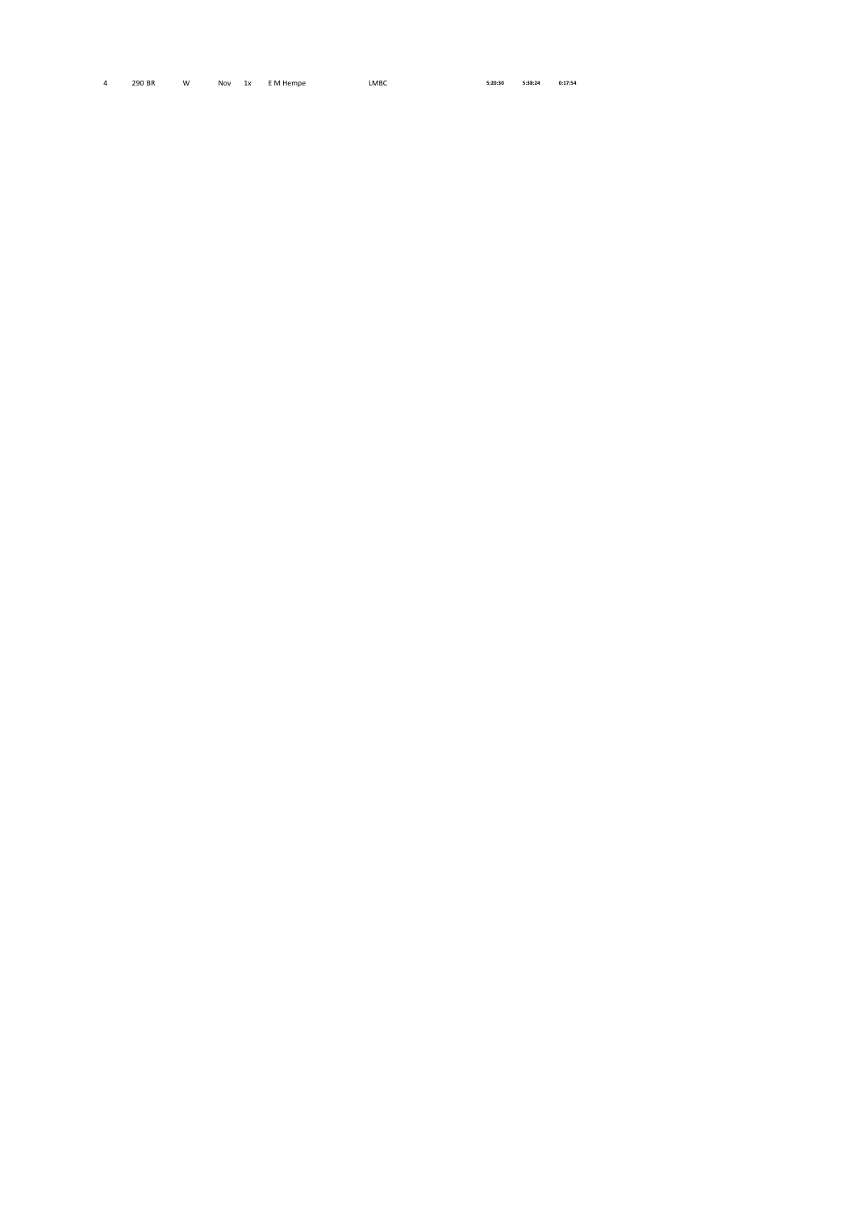| | | | | | | | | | |
|---|---|---|---|---|---|---|---|---|---|
| 4 | 290 BR | W | Nov | 1x | E M Hempe | LMBC | 5:20:30 | 5:38:24 | 0:17:54 |